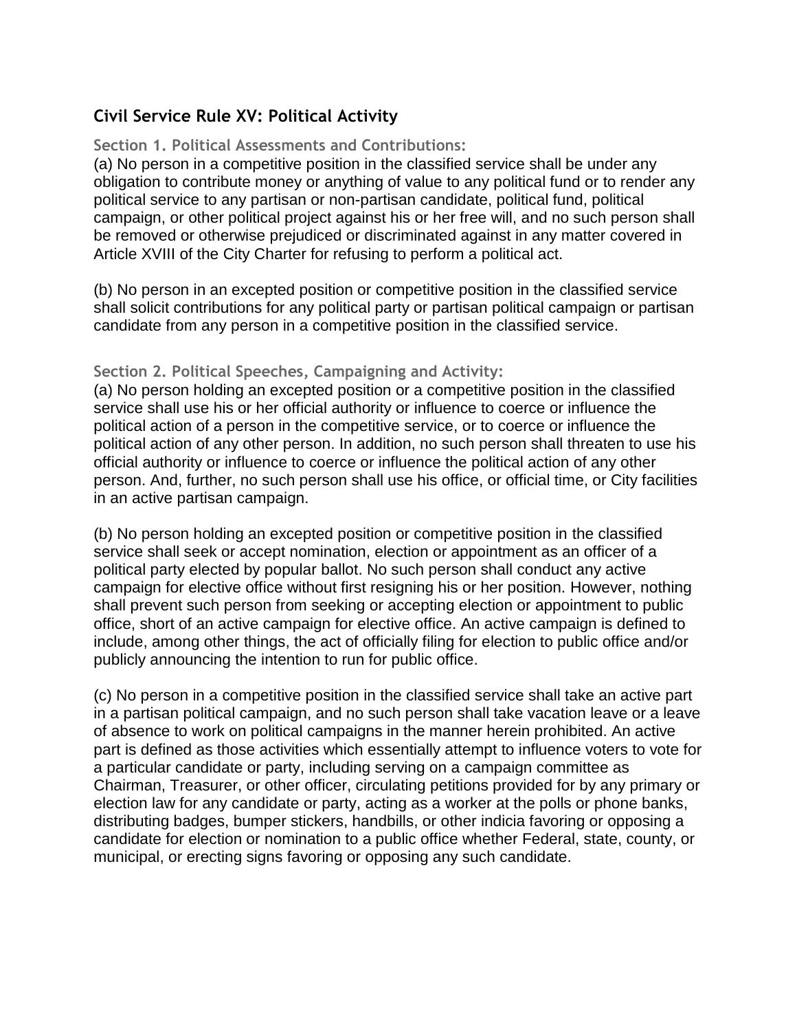## Civil Service Rule XV: Political Activity

### Section 1. Political Assessments and Contributions:

(a) No person in a competitive position in the classified service shall be under any obligation to contribute money or anything of value to any political fund or to render any political service to any partisan or non-partisan candidate, political fund, political campaign, or other political project against his or her free will, and no such person shall be removed or otherwise prejudiced or discriminated against in any matter covered in Article XVIII of the City Charter for refusing to perform a political act.

(b) No person in an excepted position or competitive position in the classified service shall solicit contributions for any political party or partisan political campaign or partisan candidate from any person in a competitive position in the classified service.

### Section 2. Political Speeches, Campaigning and Activity:

(a) No person holding an excepted position or a competitive position in the classified service shall use his or her official authority or influence to coerce or influence the political action of a person in the competitive service, or to coerce or influence the political action of any other person. In addition, no such person shall threaten to use his official authority or influence to coerce or influence the political action of any other person. And, further, no such person shall use his office, or official time, or City facilities in an active partisan campaign.

(b) No person holding an excepted position or competitive position in the classified service shall seek or accept nomination, election or appointment as an officer of a political party elected by popular ballot. No such person shall conduct any active campaign for elective office without first resigning his or her position. However, nothing shall prevent such person from seeking or accepting election or appointment to public office, short of an active campaign for elective office. An active campaign is defined to include, among other things, the act of officially filing for election to public office and/or publicly announcing the intention to run for public office.

(c) No person in a competitive position in the classified service shall take an active part in a partisan political campaign, and no such person shall take vacation leave or a leave of absence to work on political campaigns in the manner herein prohibited. An active part is defined as those activities which essentially attempt to influence voters to vote for a particular candidate or party, including serving on a campaign committee as Chairman, Treasurer, or other officer, circulating petitions provided for by any primary or election law for any candidate or party, acting as a worker at the polls or phone banks, distributing badges, bumper stickers, handbills, or other indicia favoring or opposing a candidate for election or nomination to a public office whether Federal, state, county, or municipal, or erecting signs favoring or opposing any such candidate.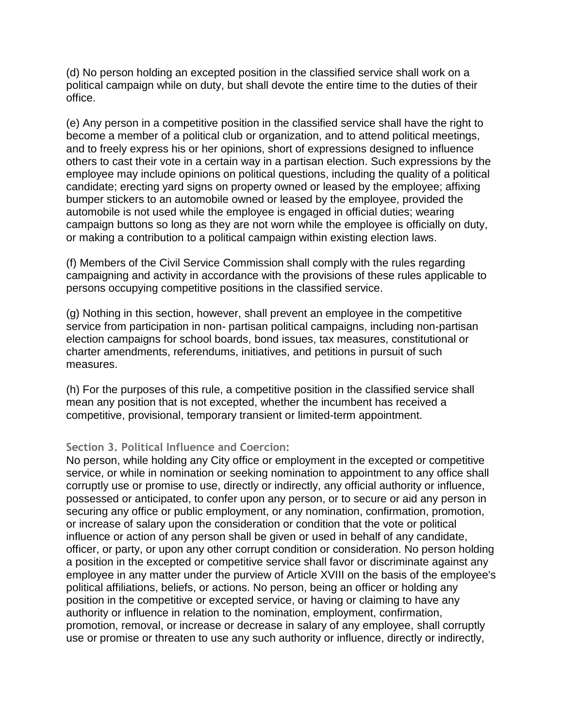(d) No person holding an excepted position in the classified service shall work on a political campaign while on duty, but shall devote the entire time to the duties of their office.

(e) Any person in a competitive position in the classified service shall have the right to become a member of a political club or organization, and to attend political meetings, and to freely express his or her opinions, short of expressions designed to influence others to cast their vote in a certain way in a partisan election. Such expressions by the employee may include opinions on political questions, including the quality of a political candidate; erecting yard signs on property owned or leased by the employee; affixing bumper stickers to an automobile owned or leased by the employee, provided the automobile is not used while the employee is engaged in official duties; wearing campaign buttons so long as they are not worn while the employee is officially on duty, or making a contribution to a political campaign within existing election laws.

(f) Members of the Civil Service Commission shall comply with the rules regarding campaigning and activity in accordance with the provisions of these rules applicable to persons occupying competitive positions in the classified service.

(g) Nothing in this section, however, shall prevent an employee in the competitive service from participation in non- partisan political campaigns, including non-partisan election campaigns for school boards, bond issues, tax measures, constitutional or charter amendments, referendums, initiatives, and petitions in pursuit of such measures.

(h) For the purposes of this rule, a competitive position in the classified service shall mean any position that is not excepted, whether the incumbent has received a competitive, provisional, temporary transient or limited-term appointment.

### Section 3. Political Influence and Coercion:

No person, while holding any City office or employment in the excepted or competitive service, or while in nomination or seeking nomination to appointment to any office shall corruptly use or promise to use, directly or indirectly, any official authority or influence, possessed or anticipated, to confer upon any person, or to secure or aid any person in securing any office or public employment, or any nomination, confirmation, promotion, or increase of salary upon the consideration or condition that the vote or political influence or action of any person shall be given or used in behalf of any candidate, officer, or party, or upon any other corrupt condition or consideration. No person holding a position in the excepted or competitive service shall favor or discriminate against any employee in any matter under the purview of Article XVIII on the basis of the employee's political affiliations, beliefs, or actions. No person, being an officer or holding any position in the competitive or excepted service, or having or claiming to have any authority or influence in relation to the nomination, employment, confirmation, promotion, removal, or increase or decrease in salary of any employee, shall corruptly use or promise or threaten to use any such authority or influence, directly or indirectly,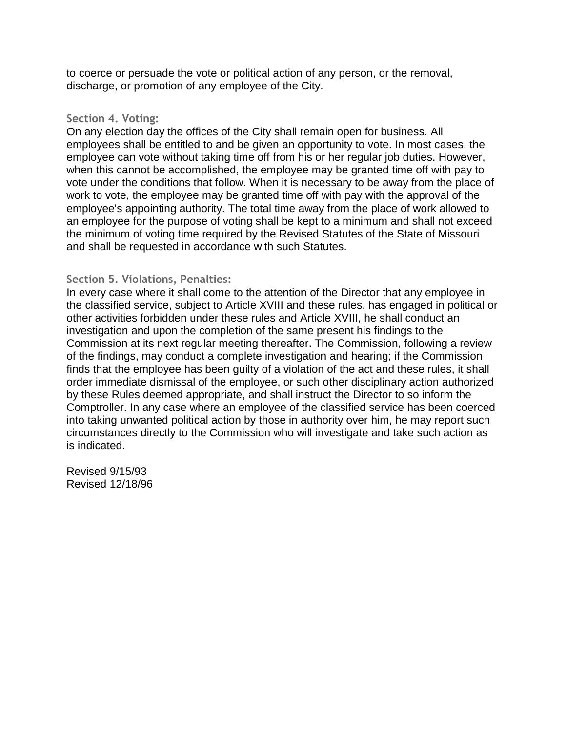to coerce or persuade the vote or political action of any person, or the removal, discharge, or promotion of any employee of the City.

### Section 4. Voting:

On any election day the offices of the City shall remain open for business. All employees shall be entitled to and be given an opportunity to vote. In most cases, the employee can vote without taking time off from his or her regular job duties. However, when this cannot be accomplished, the employee may be granted time off with pay to vote under the conditions that follow. When it is necessary to be away from the place of work to vote, the employee may be granted time off with pay with the approval of the employee's appointing authority. The total time away from the place of work allowed to an employee for the purpose of voting shall be kept to a minimum and shall not exceed the minimum of voting time required by the Revised Statutes of the State of Missouri and shall be requested in accordance with such Statutes.

### Section 5. Violations, Penalties:

In every case where it shall come to the attention of the Director that any employee in the classified service, subject to Article XVIII and these rules, has engaged in political or other activities forbidden under these rules and Article XVIII, he shall conduct an investigation and upon the completion of the same present his findings to the Commission at its next regular meeting thereafter. The Commission, following a review of the findings, may conduct a complete investigation and hearing; if the Commission finds that the employee has been guilty of a violation of the act and these rules, it shall order immediate dismissal of the employee, or such other disciplinary action authorized by these Rules deemed appropriate, and shall instruct the Director to so inform the Comptroller. In any case where an employee of the classified service has been coerced into taking unwanted political action by those in authority over him, he may report such circumstances directly to the Commission who will investigate and take such action as is indicated.

Revised 9/15/93
Revised 12/18/96